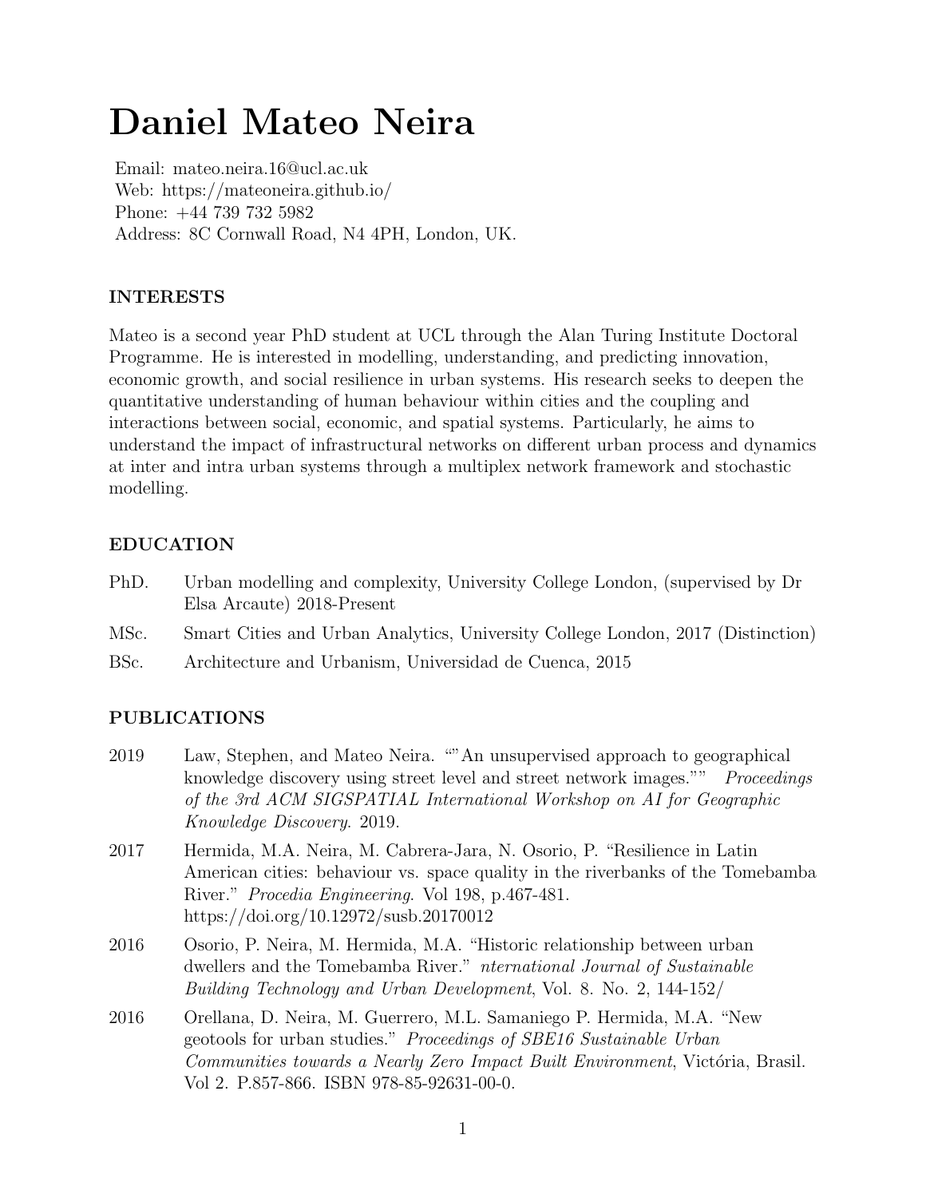# Daniel Mateo Neira

Email: mateo.neira.16@ucl.ac.uk
Web: https://mateoneira.github.io/
Phone: +44 739 732 5982
Address: 8C Cornwall Road, N4 4PH, London, UK.

## INTERESTS

Mateo is a second year PhD student at UCL through the Alan Turing Institute Doctoral Programme. He is interested in modelling, understanding, and predicting innovation, economic growth, and social resilience in urban systems. His research seeks to deepen the quantitative understanding of human behaviour within cities and the coupling and interactions between social, economic, and spatial systems. Particularly, he aims to understand the impact of infrastructural networks on different urban process and dynamics at inter and intra urban systems through a multiplex network framework and stochastic modelling.

## EDUCATION

PhD. Urban modelling and complexity, University College London, (supervised by Dr Elsa Arcaute) 2018-Present

MSc. Smart Cities and Urban Analytics, University College London, 2017 (Distinction)

BSc. Architecture and Urbanism, Universidad de Cuenca, 2015

## PUBLICATIONS

2019 Law, Stephen, and Mateo Neira. “"An unsupervised approach to geographical knowledge discovery using street level and street network images."” *Proceedings of the 3rd ACM SIGSPATIAL International Workshop on AI for Geographic Knowledge Discovery*. 2019.

2017 Hermida, M.A. Neira, M. Cabrera-Jara, N. Osorio, P. “Resilience in Latin American cities: behaviour vs. space quality in the riverbanks of the Tomebamba River.” *Procedia Engineering*. Vol 198, p.467-481. https://doi.org/10.12972/susb.20170012

2016 Osorio, P. Neira, M. Hermida, M.A. “Historic relationship between urban dwellers and the Tomebamba River.” *nternational Journal of Sustainable Building Technology and Urban Development*, Vol. 8. No. 2, 144-152/

2016 Orellana, D. Neira, M. Guerrero, M.L. Samaniego P. Hermida, M.A. “New geotools for urban studies.” *Proceedings of SBE16 Sustainable Urban Communities towards a Nearly Zero Impact Built Environment*, Victória, Brasil. Vol 2. P.857-866. ISBN 978-85-92631-00-0.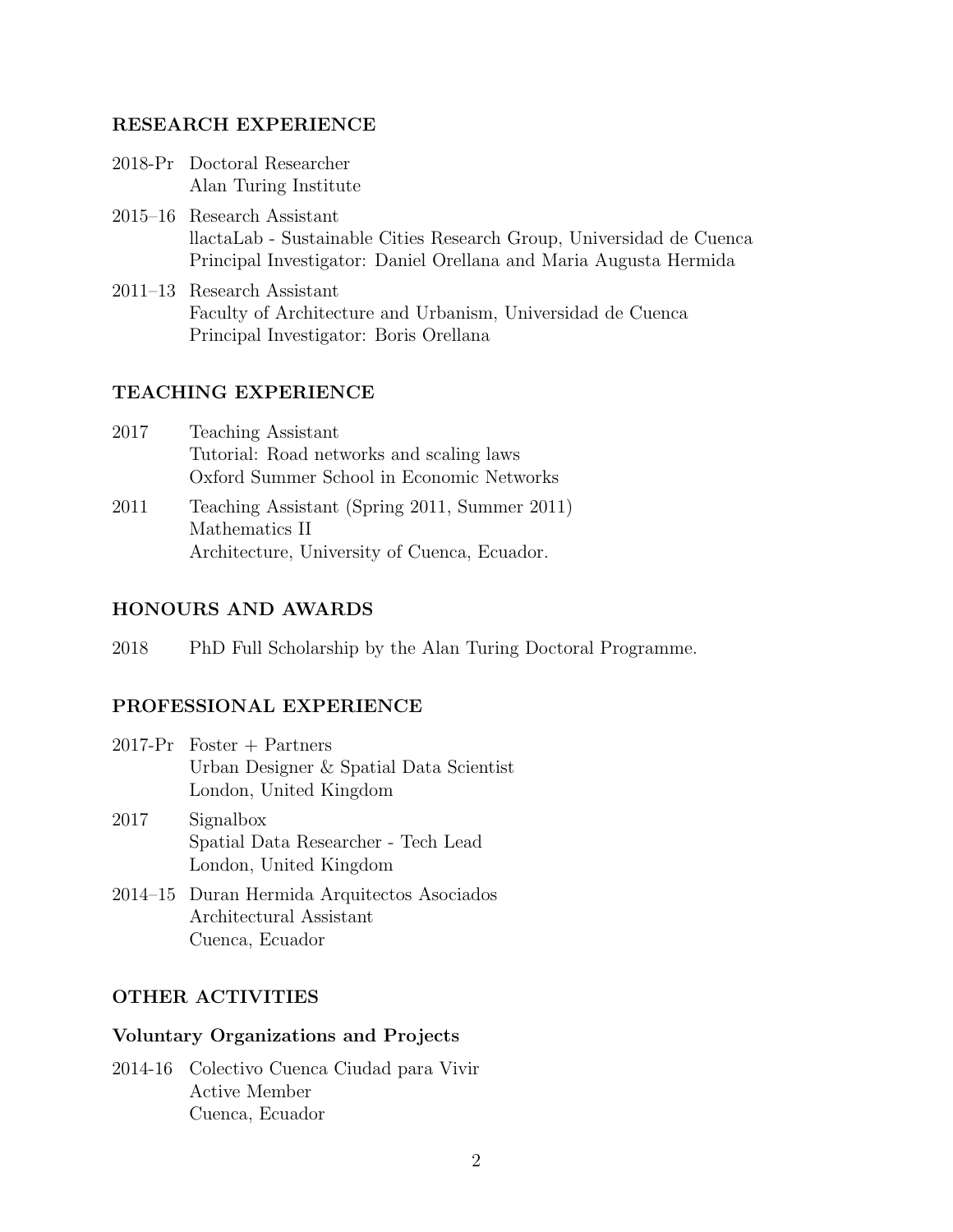## RESEARCH EXPERIENCE

2018-Pr Doctoral Researcher
Alan Turing Institute

2015–16 Research Assistant
llactaLab - Sustainable Cities Research Group, Universidad de Cuenca
Principal Investigator: Daniel Orellana and Maria Augusta Hermida

2011–13 Research Assistant
Faculty of Architecture and Urbanism, Universidad de Cuenca
Principal Investigator: Boris Orellana

## TEACHING EXPERIENCE

2017 Teaching Assistant
Tutorial: Road networks and scaling laws
Oxford Summer School in Economic Networks

2011 Teaching Assistant (Spring 2011, Summer 2011)
Mathematics II
Architecture, University of Cuenca, Ecuador.

## HONOURS AND AWARDS

2018 PhD Full Scholarship by the Alan Turing Doctoral Programme.

## PROFESSIONAL EXPERIENCE

2017-Pr Foster + Partners
Urban Designer & Spatial Data Scientist
London, United Kingdom

2017 Signalbox
Spatial Data Researcher - Tech Lead
London, United Kingdom

2014–15 Duran Hermida Arquitectos Asociados
Architectural Assistant
Cuenca, Ecuador

## OTHER ACTIVITIES

### Voluntary Organizations and Projects

2014-16 Colectivo Cuenca Ciudad para Vivir
Active Member
Cuenca, Ecuador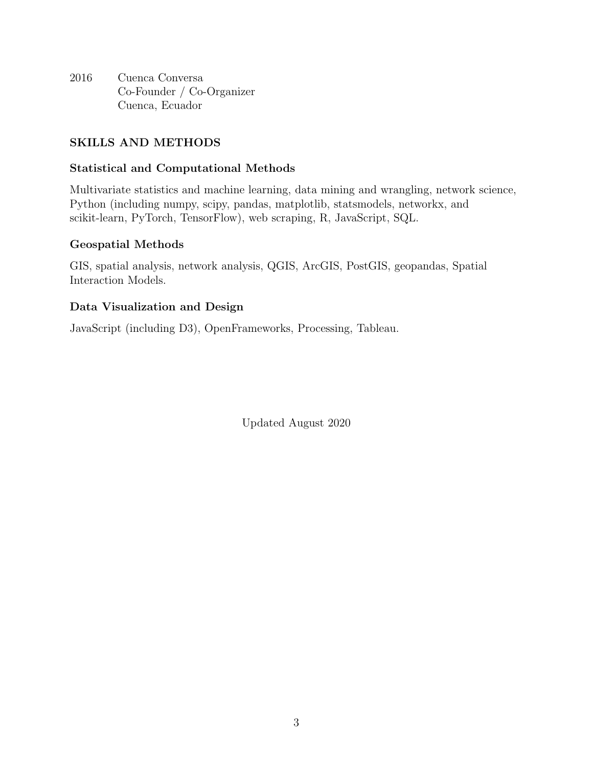2016 Cuenca Conversa
Co-Founder / Co-Organizer
Cuenca, Ecuador

## SKILLS AND METHODS

### Statistical and Computational Methods

Multivariate statistics and machine learning, data mining and wrangling, network science, Python (including numpy, scipy, pandas, matplotlib, statsmodels, networkx, and scikit-learn, PyTorch, TensorFlow), web scraping, R, JavaScript, SQL.

### Geospatial Methods

GIS, spatial analysis, network analysis, QGIS, ArcGIS, PostGIS, geopandas, Spatial Interaction Models.

### Data Visualization and Design

JavaScript (including D3), OpenFrameworks, Processing, Tableau.

Updated August 2020